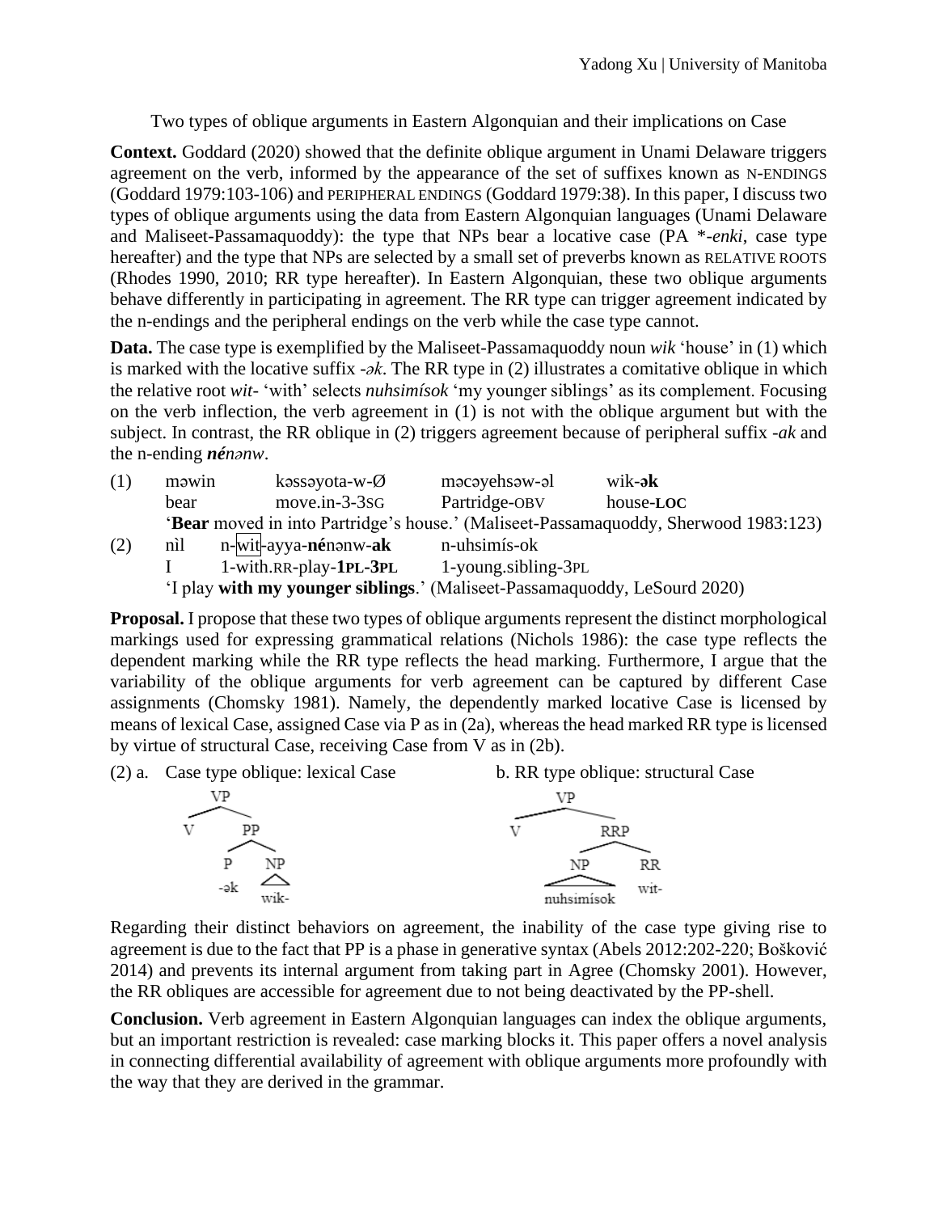Yadong Xu | University of Manitoba

Two types of oblique arguments in Eastern Algonquian and their implications on Case

**Context.** Goddard (2020) showed that the definite oblique argument in Unami Delaware triggers agreement on the verb, informed by the appearance of the set of suffixes known as N-ENDINGS (Goddard 1979:103-106) and PERIPHERAL ENDINGS (Goddard 1979:38). In this paper, I discuss two types of oblique arguments using the data from Eastern Algonquian languages (Unami Delaware and Maliseet-Passamaquoddy): the type that NPs bear a locative case (PA \*-*enki*, case type hereafter) and the type that NPs are selected by a small set of preverbs known as RELATIVE ROOTS (Rhodes 1990, 2010; RR type hereafter). In Eastern Algonquian, these two oblique arguments behave differently in participating in agreement. The RR type can trigger agreement indicated by the n-endings and the peripheral endings on the verb while the case type cannot.

**Data.** The case type is exemplified by the Maliseet-Passamaquoddy noun *wik* 'house' in (1) which is marked with the locative suffix -*ək*. The RR type in (2) illustrates a comitative oblique in which the relative root *wit-* 'with' selects *nuhsimísok* 'my younger siblings' as its complement. Focusing on the verb inflection, the verb agreement in (1) is not with the oblique argument but with the subject. In contrast, the RR oblique in (2) triggers agreement because of peripheral suffix -*ak* and the n-ending ***né****nənw*.

(1) məwin kəssəyota-w-Ø məcəyehsəw-əl wik-**ək**
 bear move.in-3-3SG Partridge-OBV house-**LOC**
 '**Bear** moved in into Partridge's house.' (Maliseet-Passamaquoddy, Sherwood 1983:123)

(2) nìl n-wit-ayya-**né**nənw-**ak** n-uhsimís-ok
 I 1-with.RR-play-**1PL-3PL** 1-young.sibling-3PL
 'I play **with my younger siblings**.' (Maliseet-Passamaquoddy, LeSourd 2020)

**Proposal.** I propose that these two types of oblique arguments represent the distinct morphological markings used for expressing grammatical relations (Nichols 1986): the case type reflects the dependent marking while the RR type reflects the head marking. Furthermore, I argue that the variability of the oblique arguments for verb agreement can be captured by different Case assignments (Chomsky 1981). Namely, the dependently marked locative Case is licensed by means of lexical Case, assigned Case via P as in (2a), whereas the head marked RR type is licensed by virtue of structural Case, receiving Case from V as in (2b).

(2) a. Case type oblique: lexical Case

```
VP
├── V
└── PP
    ├── P  (-ək)
    └── NP (wik-)
```

b. RR type oblique: structural Case

```
VP
├── V
└── RRP
    ├── NP (nuhsimísok)
    └── RR (wit-)
```

Regarding their distinct behaviors on agreement, the inability of the case type giving rise to agreement is due to the fact that PP is a phase in generative syntax (Abels 2012:202-220; Bošković 2014) and prevents its internal argument from taking part in Agree (Chomsky 2001). However, the RR obliques are accessible for agreement due to not being deactivated by the PP-shell.

**Conclusion.** Verb agreement in Eastern Algonquian languages can index the oblique arguments, but an important restriction is revealed: case marking blocks it. This paper offers a novel analysis in connecting differential availability of agreement with oblique arguments more profoundly with the way that they are derived in the grammar.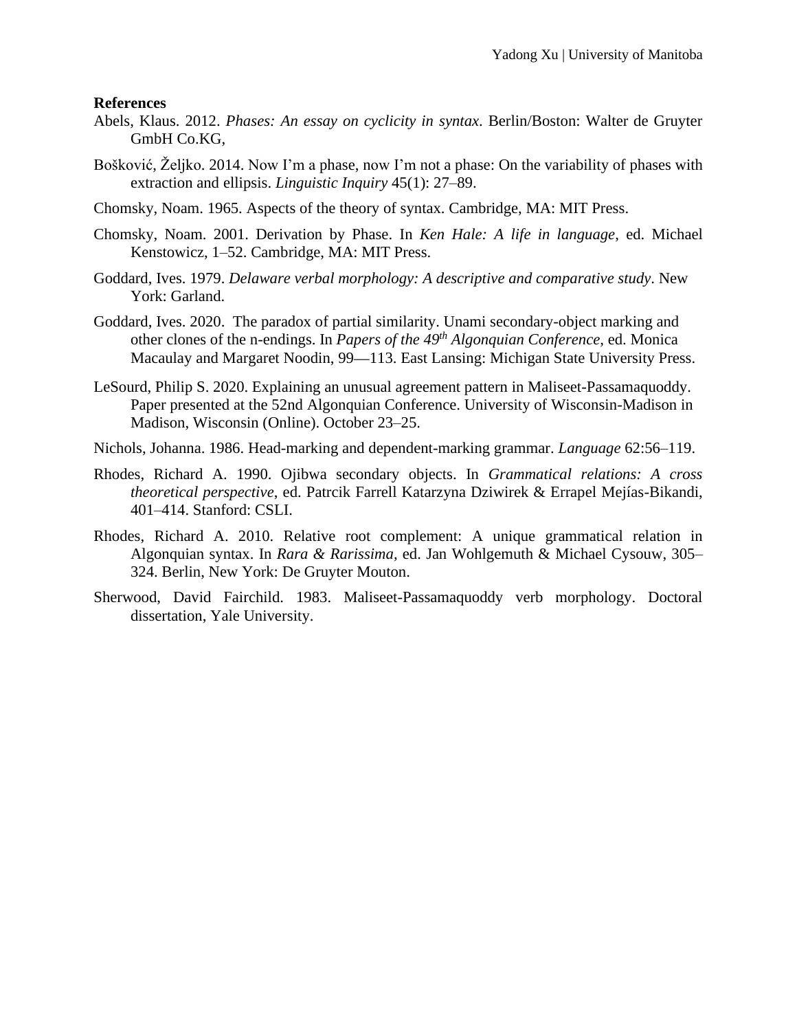**References**

Abels, Klaus. 2012. *Phases: An essay on cyclicity in syntax*. Berlin/Boston: Walter de Gruyter GmbH Co.KG,

Bošković, Željko. 2014. Now I'm a phase, now I'm not a phase: On the variability of phases with extraction and ellipsis. *Linguistic Inquiry* 45(1): 27–89.

Chomsky, Noam. 1965. Aspects of the theory of syntax. Cambridge, MA: MIT Press.

Chomsky, Noam. 2001. Derivation by Phase. In *Ken Hale: A life in language*, ed. Michael Kenstowicz, 1–52. Cambridge, MA: MIT Press.

Goddard, Ives. 1979. *Delaware verbal morphology: A descriptive and comparative study*. New York: Garland.

Goddard, Ives. 2020. The paradox of partial similarity. Unami secondary-object marking and other clones of the n-endings. In *Papers of the 49th Algonquian Conference*, ed. Monica Macaulay and Margaret Noodin, 99—113. East Lansing: Michigan State University Press.

LeSourd, Philip S. 2020. Explaining an unusual agreement pattern in Maliseet-Passamaquoddy. Paper presented at the 52nd Algonquian Conference. University of Wisconsin-Madison in Madison, Wisconsin (Online). October 23–25.

Nichols, Johanna. 1986. Head-marking and dependent-marking grammar. *Language* 62:56–119.

Rhodes, Richard A. 1990. Ojibwa secondary objects. In *Grammatical relations: A cross theoretical perspective*, ed. Patrcik Farrell Katarzyna Dziwirek & Errapel Mejías-Bikandi, 401–414. Stanford: CSLI.

Rhodes, Richard A. 2010. Relative root complement: A unique grammatical relation in Algonquian syntax. In *Rara & Rarissima*, ed. Jan Wohlgemuth & Michael Cysouw, 305–324. Berlin, New York: De Gruyter Mouton.

Sherwood, David Fairchild. 1983. Maliseet-Passamaquoddy verb morphology. Doctoral dissertation, Yale University.